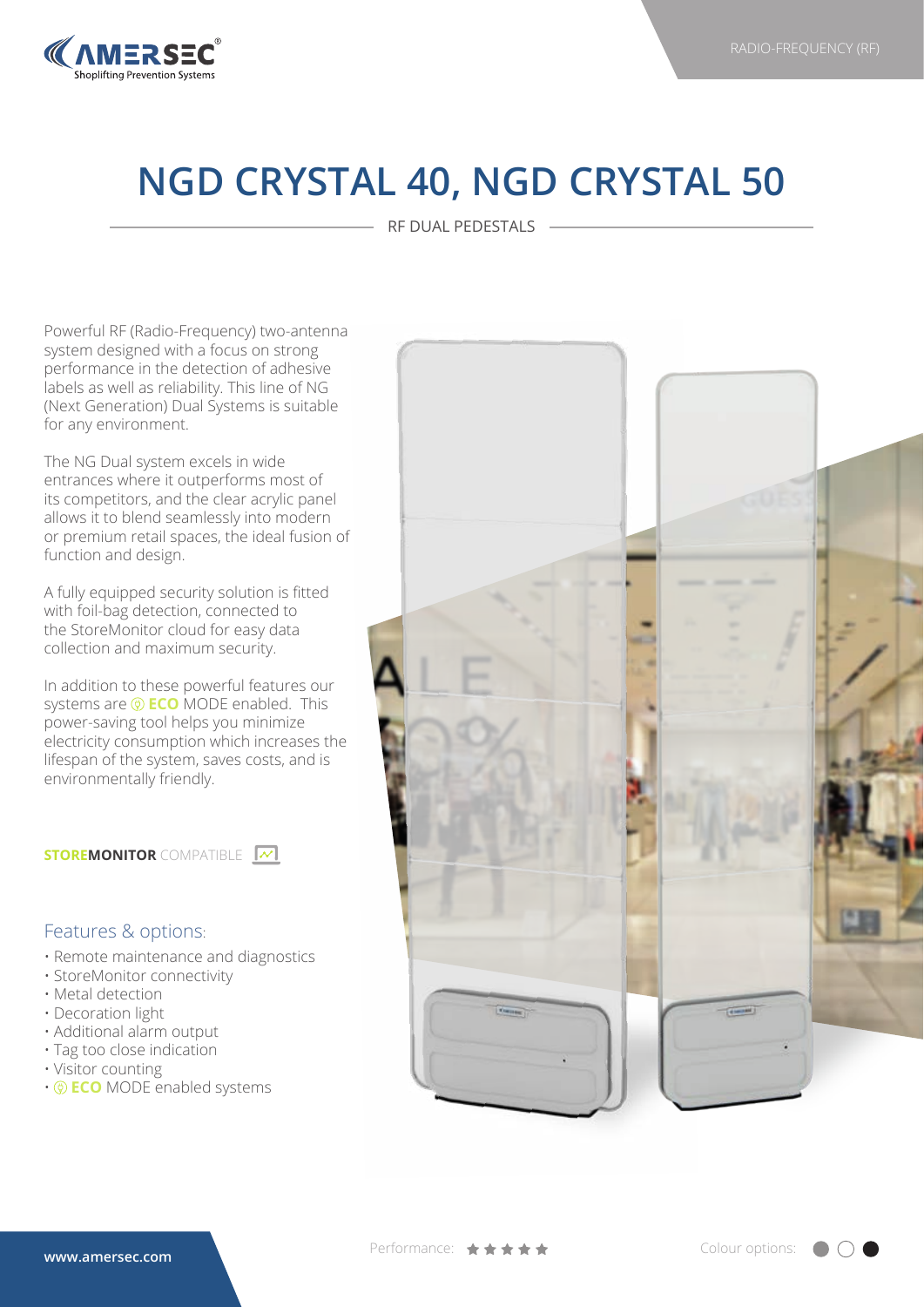RADIO-FREQUENCY (RF)

# NGD CRYSTAL 40, NGD CRYSTAL 50

RF DUAL PEDESTALS

Powerful RF (Radio-Frequency) two-antenna system designed with a focus on strong performance in the detection of adhesive labels as well as reliability. This line of NG (Next Generation) Dual Systems is suitable for any environment.

The NG Dual system excels in wide entrances where it outperforms most of its competitors, and the clear acrylic panel allows it to blend seamlessly into modern or premium retail spaces, the ideal fusion of function and design.

A fully equipped security solution is fitted with foil-bag detection, connected to the StoreMonitor cloud for easy data collection and maximum security.

In addition to these powerful features our systems are **ECO** MODE enabled. This power-saving tool helps you minimize electricity consumption which increases the lifespan of the system, saves costs, and is environmentally friendly.

**STOREMONITOR** COMPATIBLE

## Features & options:

- Remote maintenance and diagnostics
- StoreMonitor connectivity
- Metal detection
- Decoration light
- Additional alarm output
- Tag too close indication
- Visitor counting
- **ECO** MODE enabled systems

www.amersec.com

Performance: ★★★★★

Colour options: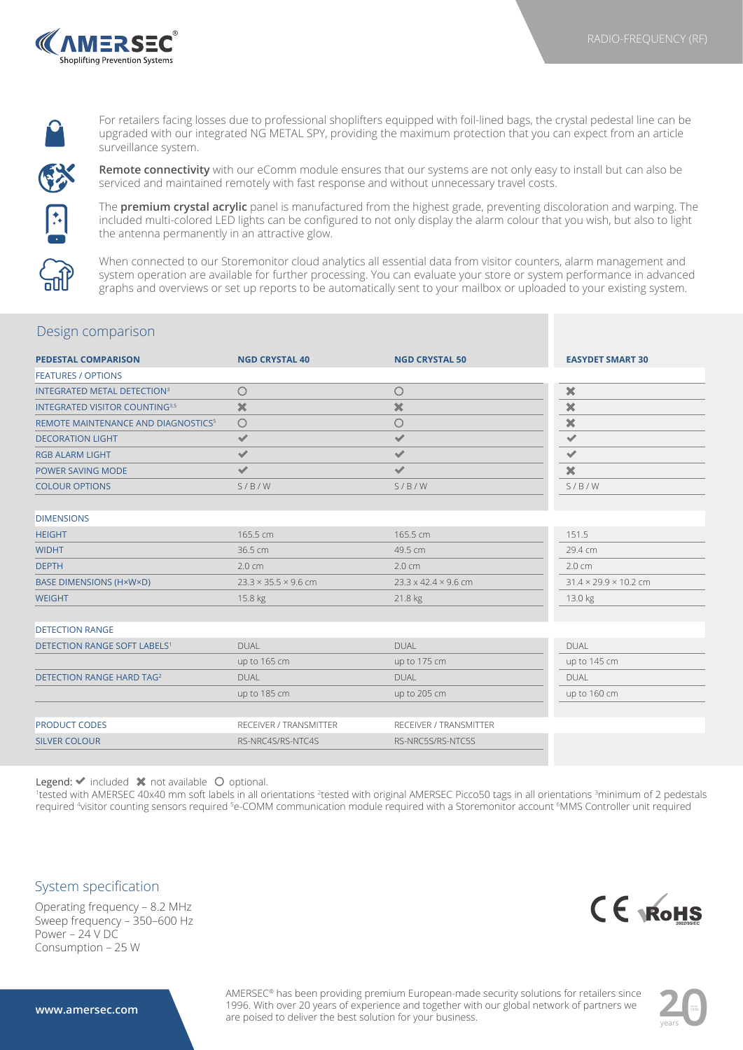For retailers facing losses due to professional shoplifters equipped with foil-lined bags, the crystal pedestal line can be upgraded with our integrated NG METAL SPY, providing the maximum protection that you can expect from an article surveillance system.

**Remote connectivity** with our eComm module ensures that our systems are not only easy to install but can also be serviced and maintained remotely with fast response and without unnecessary travel costs.

The **premium crystal acrylic** panel is manufactured from the highest grade, preventing discoloration and warping. The included multi-colored LED lights can be configured to not only display the alarm colour that you wish, but also to light the antenna permanently in an attractive glow.

When connected to our Storemonitor cloud analytics all essential data from visitor counters, alarm management and system operation are available for further processing. You can evaluate your store or system performance in advanced graphs and overviews or set up reports to be automatically sent to your mailbox or uploaded to your existing system.

## Design comparison

| PEDESTAL COMPARISON | NGD CRYSTAL 40 | NGD CRYSTAL 50 | EASYDET SMART 30 |
|---|---|---|---|
| FEATURES / OPTIONS | | | |
| INTEGRATED METAL DETECTION[3] | ○ | ○ | ✖ |
| INTEGRATED VISITOR COUNTING[3,5] | ✖ | ✖ | ✖ |
| REMOTE MAINTENANCE AND DIAGNOSTICS[5] | ○ | ○ | ✖ |
| DECORATION LIGHT | ✔ | ✔ | ✔ |
| RGB ALARM LIGHT | ✔ | ✔ | ✔ |
| POWER SAVING MODE | ✔ | ✔ | ✖ |
| COLOUR OPTIONS | S / B / W | S / B / W | S / B / W |
| | | | |
| DIMENSIONS | | | |
| HEIGHT | 165.5 cm | 165.5 cm | 151.5 |
| WIDHT | 36.5 cm | 49.5 cm | 29.4 cm |
| DEPTH | 2.0 cm | 2.0 cm | 2.0 cm |
| BASE DIMENSIONS (H×W×D) | 23.3 × 35.5 × 9.6 cm | 23.3 x 42.4 × 9.6 cm | 31.4 × 29.9 × 10.2 cm |
| WEIGHT | 15.8 kg | 21.8 kg | 13.0 kg |
| | | | |
| DETECTION RANGE | | | |
| DETECTION RANGE SOFT LABELS[1] | DUAL | DUAL | DUAL |
| | up to 165 cm | up to 175 cm | up to 145 cm |
| DETECTION RANGE HARD TAG[2] | DUAL | DUAL | DUAL |
| | up to 185 cm | up to 205 cm | up to 160 cm |
| | | | |
| PRODUCT CODES | RECEIVER / TRANSMITTER | RECEIVER / TRANSMITTER | |
| SILVER COLOUR | RS-NRC4S/RS-NTC4S | RS-NRC5S/RS-NTC5S | |

Legend: ✔ included ✖ not available ○ optional.

[1]tested with AMERSEC 40x40 mm soft labels in all orientations [2]tested with original AMERSEC Picco50 tags in all orientations [3]minimum of 2 pedestals required [4]visitor counting sensors required [5]e-COMM communication module required with a Storemonitor account [6]MMS Controller unit required

## System specification

Operating frequency – 8.2 MHz
Sweep frequency – 350–600 Hz
Power – 24 V DC
Consumption – 25 W

CE RoHS 2002/95/EC

www.amersec.com

AMERSEC® has been providing premium European-made security solutions for retailers since 1996. With over 20 years of experience and together with our global network of partners we are poised to deliver the best solution for your business.

20 years